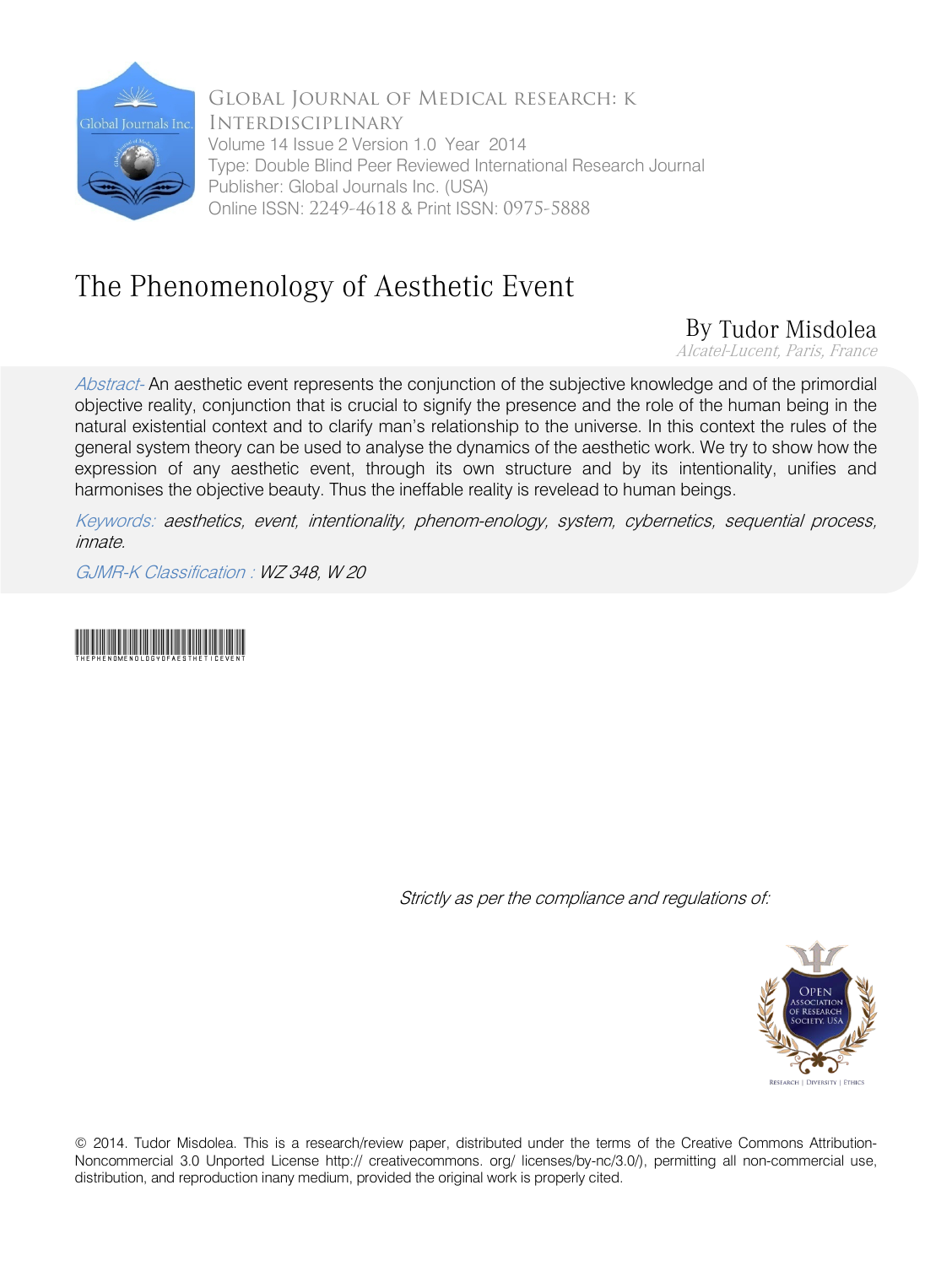Global Journal of Medical research: K Interdisciplinary
Volume 14 Issue 2 Version 1.0 Year 2014
Type: Double Blind Peer Reviewed International Research Journal
Publisher: Global Journals Inc. (USA)
Online ISSN: 2249-4618 & Print ISSN: 0975-5888

# The Phenomenology of Aesthetic Event

By Tudor Misdolea

*Alcatel-Lucent, Paris, France*

*Abstract-* An aesthetic event represents the conjunction of the subjective knowledge and of the primordial objective reality, conjunction that is crucial to signify the presence and the role of the human being in the natural existential context and to clarify man's relationship to the universe. In this context the rules of the general system theory can be used to analyse the dynamics of the aesthetic work. We try to show how the expression of any aesthetic event, through its own structure and by its intentionality, unifies and harmonises the objective beauty. Thus the ineffable reality is revelead to human beings.

*Keywords: aesthetics, event, intentionality, phenom-enology, system, cybernetics, sequential process, innate.*

*GJMR-K Classification : WZ 348, W 20*

THEPHENOMENOLOGYOFAESTHETICEVENT

*Strictly as per the compliance and regulations of:*

© 2014. Tudor Misdolea. This is a research/review paper, distributed under the terms of the Creative Commons Attribution-Noncommercial 3.0 Unported License http:// creativecommons. org/ licenses/by-nc/3.0/), permitting all non-commercial use, distribution, and reproduction inany medium, provided the original work is properly cited.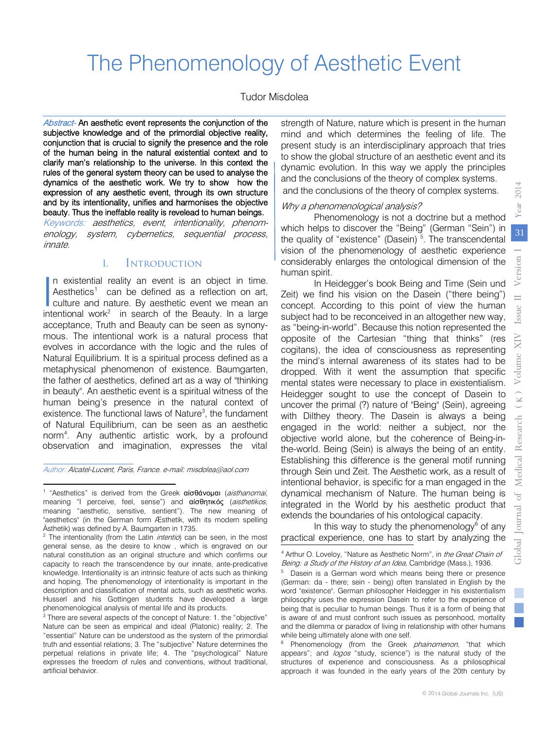# The Phenomenology of Aesthetic Event

Tudor Misdolea

*Abstract-* **An aesthetic event represents the conjunction of the subjective knowledge and of the primordial objective reality, conjunction that is crucial to signify the presence and the role of the human being in the natural existential context and to clarify man's relationship to the universe. In this context the rules of the general system theory can be used to analyse the dynamics of the aesthetic work. We try to show how the expression of any aesthetic event, through its own structure and by its intentionality, unifies and harmonises the objective beauty. Thus the ineffable reality is revelead to human beings.**

*Keywords: aesthetics, event, intentionality, phenomenology, system, cybernetics, sequential process, innate.*

## I. Introduction

In existential reality an event is an object in time. Aesthetics[1] can be defined as a reflection on art, culture and nature. By aesthetic event we mean an intentional work[2] in search of the Beauty. In a large acceptance, Truth and Beauty can be seen as synonymous. The intentional work is a natural process that evolves in accordance with the logic and the rules of Natural Equilibrium. It is a spiritual process defined as a metaphysical phenomenon of existence. Baumgarten, the father of aesthetics, defined art as a way of "thinking in beauty". An aesthetic event is a spiritual witness of the human being's presence in the natural context of existence. The functional laws of Nature[3], the fundament of Natural Equilibrium, can be seen as an aesthetic norm[4]. Any authentic artistic work, by a profound observation and imagination, expresses the vital strength of Nature, nature which is present in the human mind and which determines the feeling of life. The present study is an interdisciplinary approach that tries to show the global structure of an aesthetic event and its dynamic evolution. In this way we apply the principles and the conclusions of the theory of complex systems. and the conclusions of the theory of complex systems.

*Why a phenomenological analysis?*

Phenomenology is not a doctrine but a method which helps to discover the "Being" (German "Sein") in the quality of "existence" (Dasein) [5]. The transcendental vision of the phenomenology of aesthetic experience considerably enlarges the ontological dimension of the human spirit.

In Heidegger's book Being and Time (Sein und Zeit) we find his vision on the Dasein ("there being") concept. According to this point of view the human subject had to be reconceived in an altogether new way, as "being-in-world". Because this notion represented the opposite of the Cartesian "thing that thinks" (res cogitans), the idea of consciousness as representing the mind's internal awareness of its states had to be dropped. With it went the assumption that specific mental states were necessary to place in existentialism. Heidegger sought to use the concept of Dasein to uncover the primal (?) nature of "Being" (Sein), agreeing with Dilthey theory. The Dasein is always a being engaged in the world: neither a subject, nor the objective world alone, but the coherence of Being-in-the-world. Being (Sein) is always the being of an entity. Establishing this difference is the general motif running through Sein und Zeit. The Aesthetic work, as a result of intentional behavior, is specific for a man engaged in the dynamical mechanism of Nature. The human being is integrated in the World by his aesthetic product that extends the boundaries of his ontological capacity.

In this way to study the phenomenology[6] of any practical experience, one has to start by analyzing the

*Author: Alcatel-Lucent, Paris, France. e-mail: misdolea@aol.com*

[1] "Aesthetics" is derived from the Greek αίσθάνομαι (*aisthanomai*, meaning "I perceive, feel, sense") and αίσθητικός (*aisthetikos*, meaning "aesthetic, sensitive, sentient"). The new meaning of "aesthetics" (in the German form Æsthetik, with its modern spelling Ästhetik) was defined by A. Baumgarten in 1735.

[2] The intentionality (from the Latin *intentio*) can be seen, in the most general sense, as the desire to know , which is engraved on our natural constitution as an original structure and which confirms our capacity to reach the transcendence by our innate, ante-predicative knowledge. Intentionality is an intrinsic feature of acts such as thinking and hoping. The phenomenology of intentionality is important in the description and classification of mental acts, such as aesthetic works. Husserl and his Gottingen students have developed a large phenomenological analysis of mental life and its products.

[3] There are several aspects of the concept of Nature: 1. the "objective" Nature can be seen as empirical and ideal (Platonic) reality; 2. The "essential" Nature can be understood as the system of the primordial truth and essential relations; 3. The "subjective" Nature determines the perpetual relations in private life; 4. The "psychological" Nature expresses the freedom of rules and conventions, without traditional, artificial behavior.

[4] Arthur O. Loveloy, "Nature as Aesthetic Norm", in *the Great Chain of Being: a Study of the History of an Idea*, Cambridge (Mass.), 1936.

[5] Dasein is a German word which means being there or presence (German: da - there; sein - being) often translated in English by the word "existence". German philosopher Heidegger in his existentialism philosophy uses the expression Dasein to refer to the experience of being that is peculiar to human beings. Thus it is a form of being that is aware of and must confront such issues as personhood, mortality and the dilemma or paradox of living in relationship with other humans while being ultimately alone with one self.

[6] Phenomenology (from the Greek *phainomenon*, "that which appears"; and *logos* "study, science") is the natural study of the structures of experience and consciousness. As a philosophical approach it was founded in the early years of the 20th century by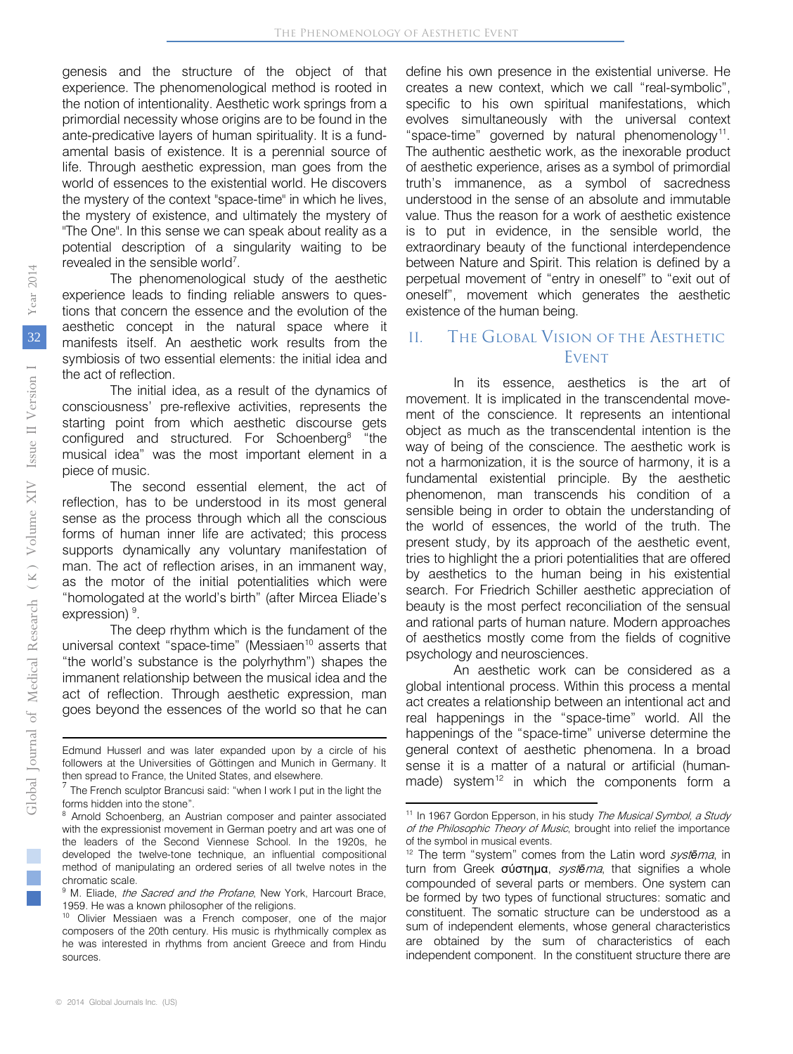genesis and the structure of the object of that experience. The phenomenological method is rooted in the notion of intentionality. Aesthetic work springs from a primordial necessity whose origins are to be found in the ante-predicative layers of human spirituality. It is a fundamental basis of existence. It is a perennial source of life. Through aesthetic expression, man goes from the world of essences to the existential world. He discovers the mystery of the context "space-time" in which he lives, the mystery of existence, and ultimately the mystery of "The One". In this sense we can speak about reality as a potential description of a singularity waiting to be revealed in the sensible world[7].

The phenomenological study of the aesthetic experience leads to finding reliable answers to questions that concern the essence and the evolution of the aesthetic concept in the natural space where it manifests itself. An aesthetic work results from the symbiosis of two essential elements: the initial idea and the act of reflection.

The initial idea, as a result of the dynamics of consciousness' pre-reflexive activities, represents the starting point from which aesthetic discourse gets configured and structured. For Schoenberg[8] "the musical idea" was the most important element in a piece of music.

The second essential element, the act of reflection, has to be understood in its most general sense as the process through which all the conscious forms of human inner life are activated; this process supports dynamically any voluntary manifestation of man. The act of reflection arises, in an immanent way, as the motor of the initial potentialities which were "homologated at the world's birth" (after Mircea Eliade's expression) [9].

The deep rhythm which is the fundament of the universal context "space-time" (Messiaen[10] asserts that "the world's substance is the polyrhythm") shapes the immanent relationship between the musical idea and the act of reflection. Through aesthetic expression, man goes beyond the essences of the world so that he can define his own presence in the existential universe. He creates a new context, which we call "real-symbolic", specific to his own spiritual manifestations, which evolves simultaneously with the universal context "space-time" governed by natural phenomenology[11]. The authentic aesthetic work, as the inexorable product of aesthetic experience, arises as a symbol of primordial truth's immanence, as a symbol of sacredness understood in the sense of an absolute and immutable value. Thus the reason for a work of aesthetic existence is to put in evidence, in the sensible world, the extraordinary beauty of the functional interdependence between Nature and Spirit. This relation is defined by a perpetual movement of "entry in oneself" to "exit out of oneself", movement which generates the aesthetic existence of the human being.

## II. The Global Vision of the Aesthetic Event

In its essence, aesthetics is the art of movement. It is implicated in the transcendental movement of the conscience. It represents an intentional object as much as the transcendental intention is the way of being of the conscience. The aesthetic work is not a harmonization, it is the source of harmony, it is a fundamental existential principle. By the aesthetic phenomenon, man transcends his condition of a sensible being in order to obtain the understanding of the world of essences, the world of the truth. The present study, by its approach of the aesthetic event, tries to highlight the a priori potentialities that are offered by aesthetics to the human being in his existential search. For Friedrich Schiller aesthetic appreciation of beauty is the most perfect reconciliation of the sensual and rational parts of human nature. Modern approaches of aesthetics mostly come from the fields of cognitive psychology and neurosciences.

An aesthetic work can be considered as a global intentional process. Within this process a mental act creates a relationship between an intentional act and real happenings in the "space-time" world. All the happenings of the "space-time" universe determine the general context of aesthetic phenomena. In a broad sense it is a matter of a natural or artificial (human-made) system[12] in which the components form a

---

Edmund Husserl and was later expanded upon by a circle of his followers at the Universities of Göttingen and Munich in Germany. It then spread to France, the United States, and elsewhere.

[7] The French sculptor Brancusi said: "when I work I put in the light the forms hidden into the stone".

[8] Arnold Schoenberg, an Austrian composer and painter associated with the expressionist movement in German poetry and art was one of the leaders of the Second Viennese School. In the 1920s, he developed the twelve-tone technique, an influential compositional method of manipulating an ordered series of all twelve notes in the chromatic scale.

[9] M. Eliade, *the Sacred and the Profane*, New York, Harcourt Brace, 1959. He was a known philosopher of the religions.

[10] Olivier Messiaen was a French composer, one of the major composers of the 20th century. His music is rhythmically complex as he was interested in rhythms from ancient Greece and from Hindu sources.

[11] In 1967 Gordon Epperson, in his study *The Musical Symbol, a Study of the Philosophic Theory of Music*, brought into relief the importance of the symbol in musical events.

[12] The term "system" comes from the Latin word *systēma*, in turn from Greek σύστημα, *systēma*, that signifies a whole compounded of several parts or members. One system can be formed by two types of functional structures: somatic and constituent. The somatic structure can be understood as a sum of independent elements, whose general characteristics are obtained by the sum of characteristics of each independent component. In the constituent structure there are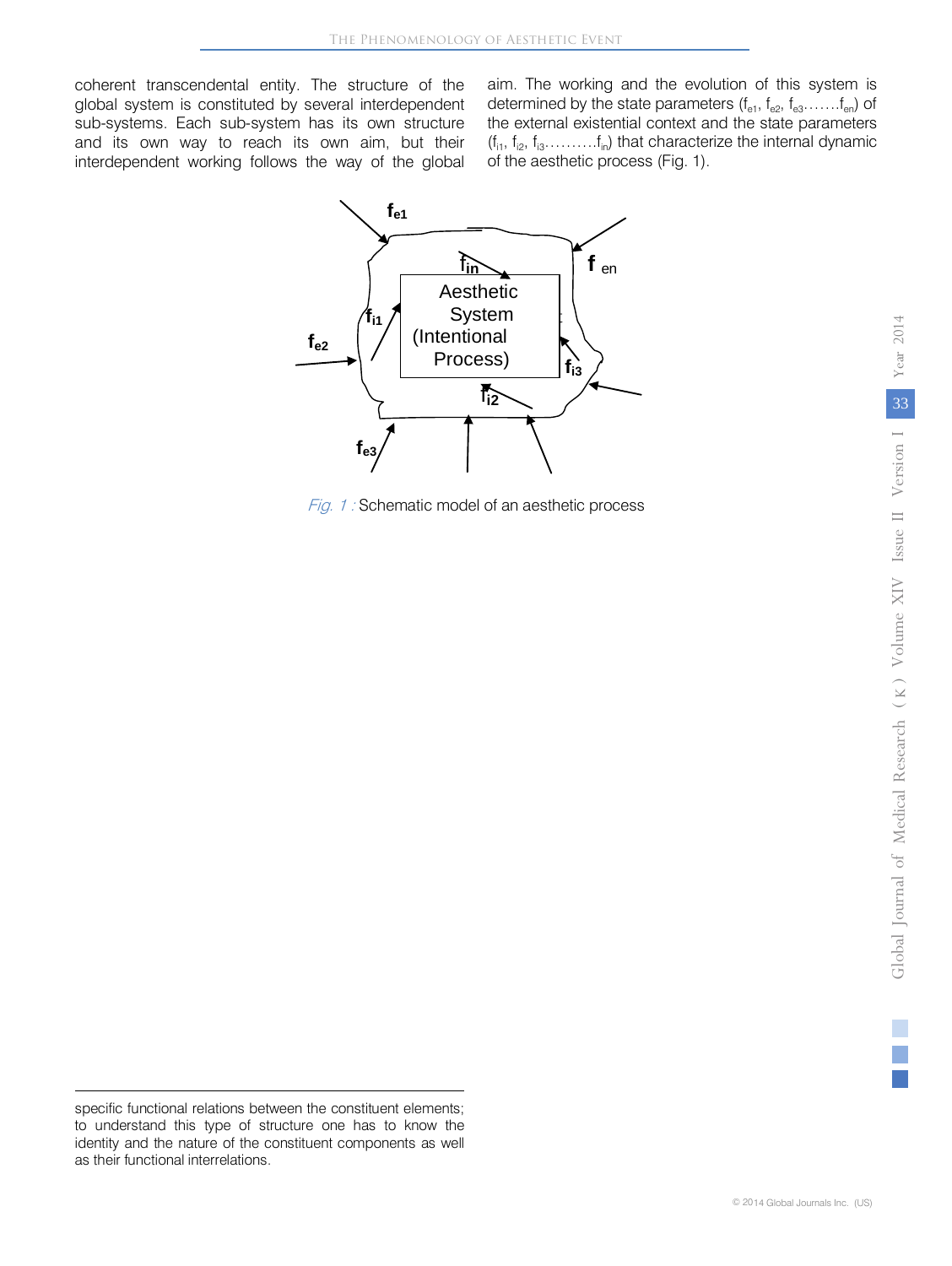coherent transcendental entity. The structure of the global system is constituted by several interdependent sub-systems. Each sub-system has its own structure and its own way to reach its own aim, but their interdependent working follows the way of the global aim. The working and the evolution of this system is determined by the state parameters ($f_{e1}$, $f_{e2}$, $f_{e3}$.......$f_{en}$) of the external existential context and the state parameters ($f_{i1}$, $f_{i2}$, $f_{i3}$..........$f_{in}$) that characterize the internal dynamic of the aesthetic process (Fig. 1).

*Fig. 1 :* Schematic model of an aesthetic process

specific functional relations between the constituent elements; to understand this type of structure one has to know the identity and the nature of the constituent components as well as their functional interrelations.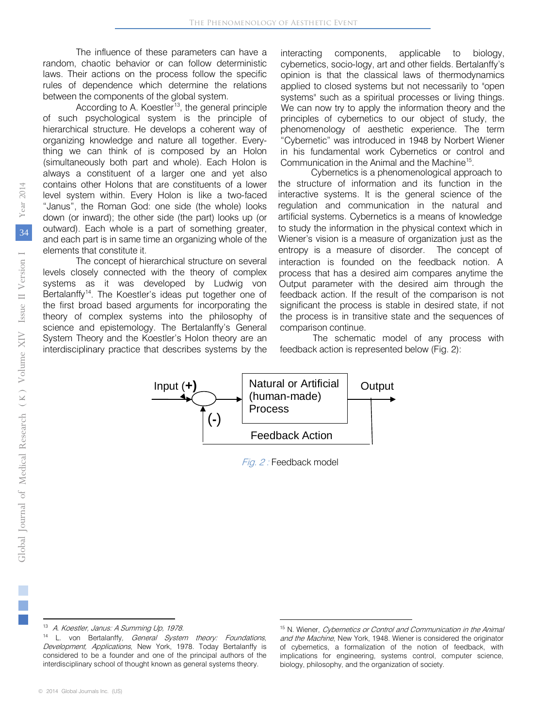The influence of these parameters can have a random, chaotic behavior or can follow deterministic laws. Their actions on the process follow the specific rules of dependence which determine the relations between the components of the global system.

According to A. Koestler[13], the general principle of such psychological system is the principle of hierarchical structure. He develops a coherent way of organizing knowledge and nature all together. Every-thing we can think of is composed by an Holon (simultaneously both part and whole). Each Holon is always a constituent of a larger one and yet also contains other Holons that are constituents of a lower level system within. Every Holon is like a two-faced "Janus", the Roman God: one side (the whole) looks down (or inward); the other side (the part) looks up (or outward). Each whole is a part of something greater, and each part is in same time an organizing whole of the elements that constitute it.

The concept of hierarchical structure on several levels closely connected with the theory of complex systems as it was developed by Ludwig von Bertalanffy[14]. The Koestler's ideas put together one of the first broad based arguments for incorporating the theory of complex systems into the philosophy of science and epistemology. The Bertalanffy's General System Theory and the Koestler's Holon theory are an interdisciplinary practice that describes systems by the interacting components, applicable to biology, cybernetics, socio-logy, art and other fields. Bertalanffy's opinion is that the classical laws of thermodynamics applied to closed systems but not necessarily to "open systems" such as a spiritual processes or living things. We can now try to apply the information theory and the principles of cybernetics to our object of study, the phenomenology of aesthetic experience. The term "Cybernetic" was introduced in 1948 by Norbert Wiener in his fundamental work Cybernetics or control and Communication in the Animal and the Machine[15].

Cybernetics is a phenomenological approach to the structure of information and its function in the interactive systems. It is the general science of the regulation and communication in the natural and artificial systems. Cybernetics is a means of knowledge to study the information in the physical context which in Wiener's vision is a measure of organization just as the entropy is a measure of disorder. The concept of interaction is founded on the feedback notion. A process that has a desired aim compares anytime the Output parameter with the desired aim through the feedback action. If the result of the comparison is not significant the process is stable in desired state, if not the process is in transitive state and the sequences of comparison continue.

The schematic model of any process with feedback action is represented below (Fig. 2):

Input (+) → Natural or Artificial (human-made) Process → Output; (-) Feedback Action

*Fig. 2 :* Feedback model

---

[13] *A. Koestler, Janus: A Summing Up, 1978.*

[14] L. von Bertalanffy, *General System theory: Foundations, Development, Applications*, New York, 1978. Today Bertalanffy is considered to be a founder and one of the principal authors of the interdisciplinary school of thought known as general systems theory.

[15] N. Wiener, *Cybernetics or Control and Communication in the Animal and the Machine*, New York, 1948. Wiener is considered the originator of cybernetics, a formalization of the notion of feedback, with implications for engineering, systems control, computer science, biology, philosophy, and the organization of society.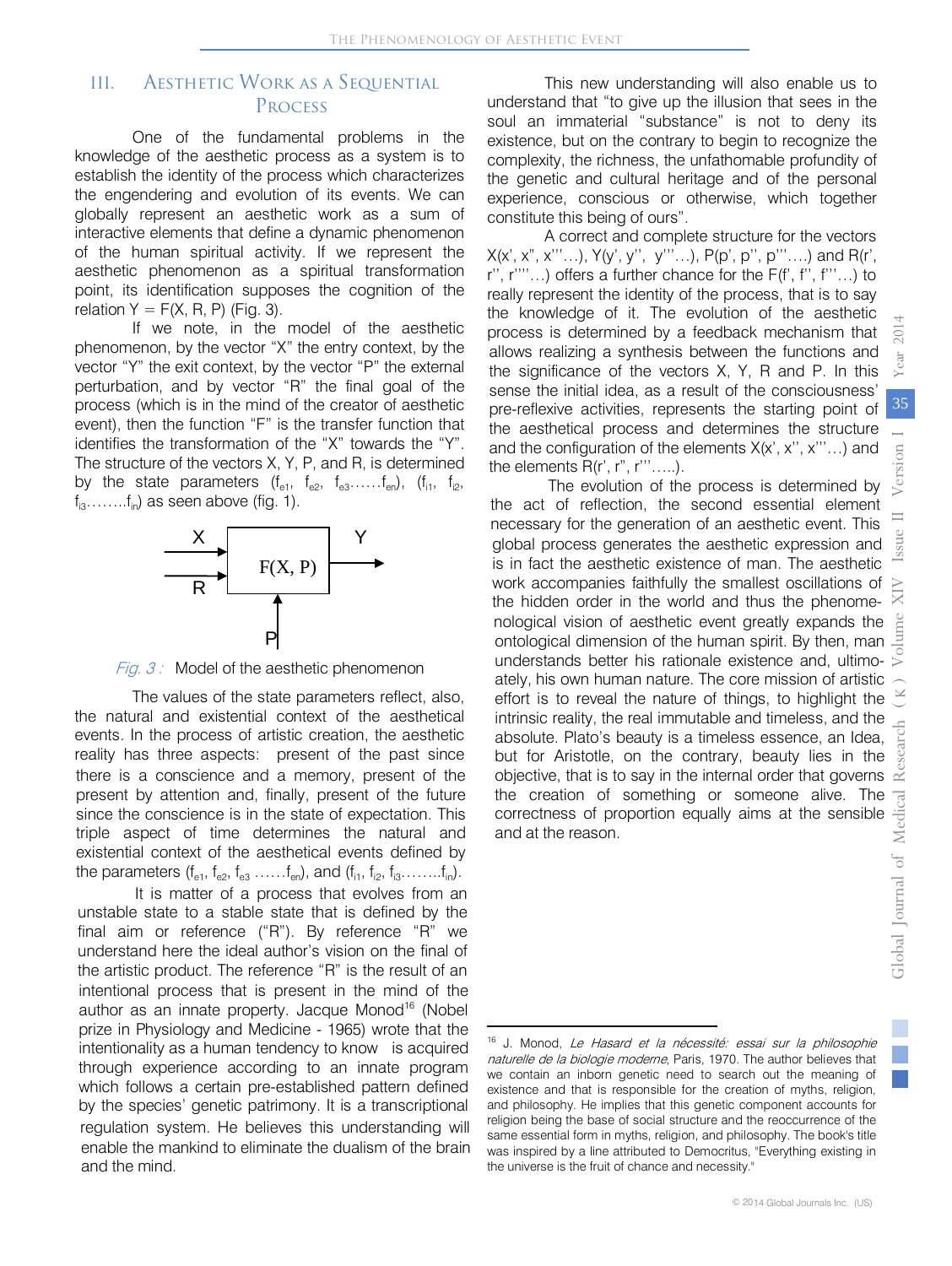## III. Aesthetic Work as a Sequential Process

One of the fundamental problems in the knowledge of the aesthetic process as a system is to establish the identity of the process which characterizes the engendering and evolution of its events. We can globally represent an aesthetic work as a sum of interactive elements that define a dynamic phenomenon of the human spiritual activity. If we represent the aesthetic phenomenon as a spiritual transformation point, its identification supposes the cognition of the relation Y = F(X, R, P) (Fig. 3).

If we note, in the model of the aesthetic phenomenon, by the vector "X" the entry context, by the vector "Y" the exit context, by the vector "P" the external perturbation, and by vector "R" the final goal of the process (which is in the mind of the creator of aesthetic event), then the function "F" is the transfer function that identifies the transformation of the "X" towards the "Y". The structure of the vectors X, Y, P, and R, is determined by the state parameters ($f_{e1}$, $f_{e2}$, $f_{e3}$……$f_{en}$), ($f_{i1}$, $f_{i2}$, $f_{i3}$……..$f_{in}$) as seen above (fig. 1).

```
X  --->  +----------+  ---> Y
         | F(X, P)  |
R  --->  +----------+
              ^
              |
              P
```

*Fig. 3 :* Model of the aesthetic phenomenon

The values of the state parameters reflect, also, the natural and existential context of the aesthetical events. In the process of artistic creation, the aesthetic reality has three aspects: present of the past since there is a conscience and a memory, present of the present by attention and, finally, present of the future since the conscience is in the state of expectation. This triple aspect of time determines the natural and existential context of the aesthetical events defined by the parameters ($f_{e1}$, $f_{e2}$, $f_{e3}$ ……$f_{en}$), and ($f_{i1}$, $f_{i2}$, $f_{i3}$……..$f_{in}$).

It is matter of a process that evolves from an unstable state to a stable state that is defined by the final aim or reference ("R"). By reference "R" we understand here the ideal author's vision on the final of the artistic product. The reference "R" is the result of an intentional process that is present in the mind of the author as an innate property. Jacque Monod[16] (Nobel prize in Physiology and Medicine - 1965) wrote that the intentionality as a human tendency to know is acquired through experience according to an innate program which follows a certain pre-established pattern defined by the species' genetic patrimony. It is a transcriptional regulation system. He believes this understanding will enable the mankind to eliminate the dualism of the brain and the mind.

This new understanding will also enable us to understand that "to give up the illusion that sees in the soul an immaterial "substance" is not to deny its existence, but on the contrary to begin to recognize the complexity, the richness, the unfathomable profundity of the genetic and cultural heritage and of the personal experience, conscious or otherwise, which together constitute this being of ours".

A correct and complete structure for the vectors X(x', x'', x'''…), Y(y', y'', y'''…), P(p', p'', p'''….) and R(r', r'', r''''…) offers a further chance for the F(f', f'', f'''…) to really represent the identity of the process, that is to say the knowledge of it. The evolution of the aesthetic process is determined by a feedback mechanism that allows realizing a synthesis between the functions and the significance of the vectors X, Y, R and P. In this sense the initial idea, as a result of the consciousness' pre-reflexive activities, represents the starting point of the aesthetical process and determines the structure and the configuration of the elements X(x', x'', x'''…) and the elements R(r', r'', r'''…..).

The evolution of the process is determined by the act of reflection, the second essential element necessary for the generation of an aesthetic event. This global process generates the aesthetic expression and is in fact the aesthetic existence of man. The aesthetic work accompanies faithfully the smallest oscillations of the hidden order in the world and thus the phenomenological vision of aesthetic event greatly expands the ontological dimension of the human spirit. By then, man understands better his rationale existence and, ultimoately, his own human nature. The core mission of artistic effort is to reveal the nature of things, to highlight the intrinsic reality, the real immutable and timeless, and the absolute. Plato's beauty is a timeless essence, an Idea, but for Aristotle, on the contrary, beauty lies in the objective, that is to say in the internal order that governs the creation of something or someone alive. The correctness of proportion equally aims at the sensible and at the reason.

---

[16] J. Monod, *Le Hasard et la nécessité: essai sur la philosophie naturelle de la biologie moderne*, Paris, 1970. The author believes that we contain an inborn genetic need to search out the meaning of existence and that is responsible for the creation of myths, religion, and philosophy. He implies that this genetic component accounts for religion being the base of social structure and the reoccurrence of the same essential form in myths, religion, and philosophy. The book's title was inspired by a line attributed to Democritus, "Everything existing in the universe is the fruit of chance and necessity."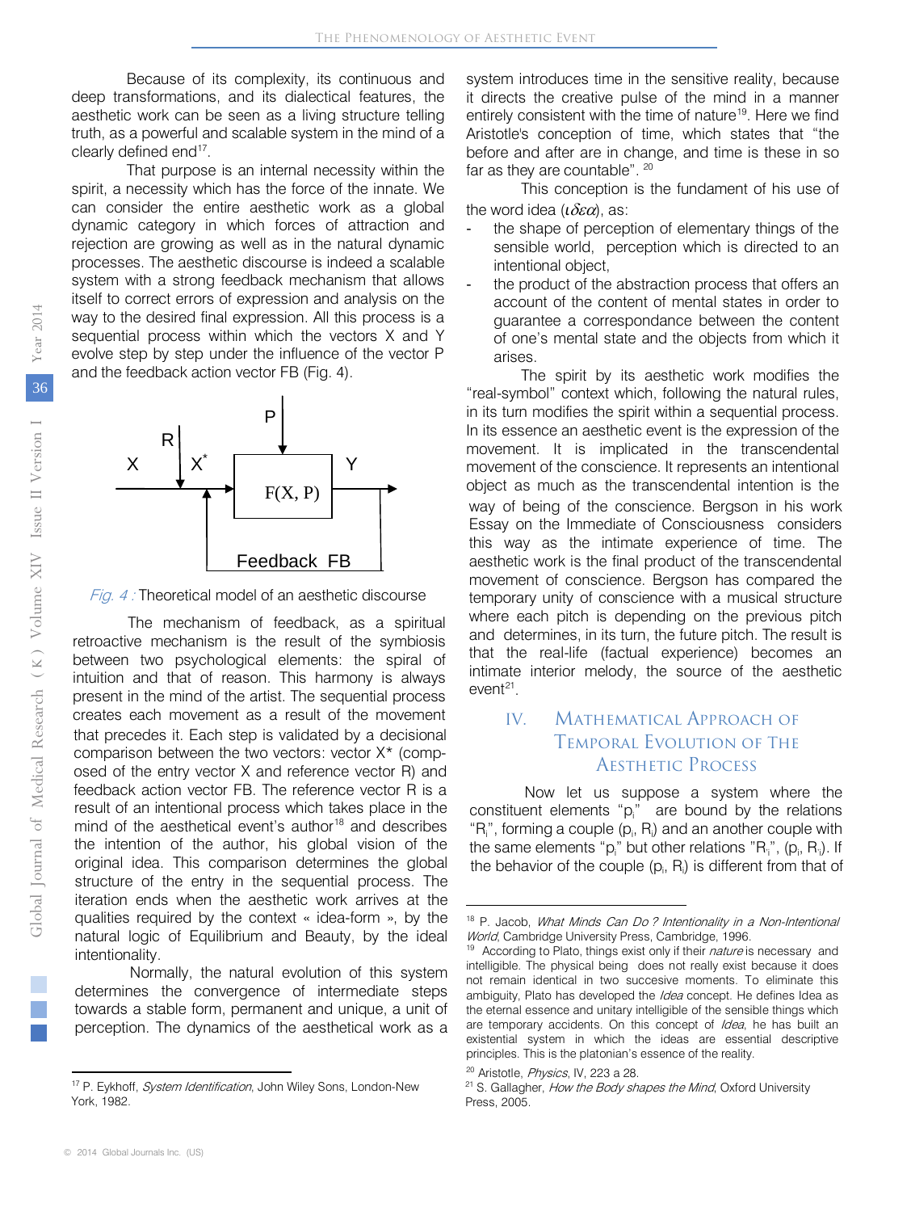Because of its complexity, its continuous and deep transformations, and its dialectical features, the aesthetic work can be seen as a living structure telling truth, as a powerful and scalable system in the mind of a clearly defined end[17].

That purpose is an internal necessity within the spirit, a necessity which has the force of the innate. We can consider the entire aesthetic work as a global dynamic category in which forces of attraction and rejection are growing as well as in the natural dynamic processes. The aesthetic discourse is indeed a scalable system with a strong feedback mechanism that allows itself to correct errors of expression and analysis on the way to the desired final expression. All this process is a sequential process within which the vectors X and Y evolve step by step under the influence of the vector P and the feedback action vector FB (Fig. 4).

*Fig. 4 :* Theoretical model of an aesthetic discourse

The mechanism of feedback, as a spiritual retroactive mechanism is the result of the symbiosis between two psychological elements: the spiral of intuition and that of reason. This harmony is always present in the mind of the artist. The sequential process creates each movement as a result of the movement that precedes it. Each step is validated by a decisional comparison between the two vectors: vector X* (composed of the entry vector X and reference vector R) and feedback action vector FB. The reference vector R is a result of an intentional process which takes place in the mind of the aesthetical event's author[18] and describes the intention of the author, his global vision of the original idea. This comparison determines the global structure of the entry in the sequential process. The iteration ends when the aesthetic work arrives at the qualities required by the context « idea-form », by the natural logic of Equilibrium and Beauty, by the ideal intentionality.

Normally, the natural evolution of this system determines the convergence of intermediate steps towards a stable form, permanent and unique, a unit of perception. The dynamics of the aesthetical work as a system introduces time in the sensitive reality, because it directs the creative pulse of the mind in a manner entirely consistent with the time of nature[19]. Here we find Aristotle's conception of time, which states that "the before and after are in change, and time is these in so far as they are countable". [20]

This conception is the fundament of his use of the word idea ($\iota\delta\varepsilon\alpha$), as:

- the shape of perception of elementary things of the sensible world, perception which is directed to an intentional object,
- the product of the abstraction process that offers an account of the content of mental states in order to guarantee a correspondance between the content of one's mental state and the objects from which it arises.

The spirit by its aesthetic work modifies the "real-symbol" context which, following the natural rules, in its turn modifies the spirit within a sequential process. In its essence an aesthetic event is the expression of the movement. It is implicated in the transcendental movement of the conscience. It represents an intentional object as much as the transcendental intention is the way of being of the conscience. Bergson in his work Essay on the Immediate of Consciousness considers this way as the intimate experience of time. The aesthetic work is the final product of the transcendental movement of conscience. Bergson has compared the temporary unity of conscience with a musical structure where each pitch is depending on the previous pitch and determines, in its turn, the future pitch. The result is that the real-life (factual experience) becomes an intimate interior melody, the source of the aesthetic event[21].

## IV. Mathematical Approach of Temporal Evolution of The Aesthetic Process

Now let us suppose a system where the constituent elements "$p_i$" are bound by the relations "$R_i$", forming a couple ($p_i$, $R_i$) and an another couple with the same elements "$p_i$" but other relations "$R_{i'}$", ($p_i$, $R_{i'}$). If the behavior of the couple ($p_i$, $R_i$) is different from that of

---

[17] P. Eykhoff, *System Identification*, John Wiley Sons, London-New York, 1982.

[18] P. Jacob, *What Minds Can Do ? Intentionality in a Non-Intentional World*, Cambridge University Press, Cambridge, 1996.

[19] According to Plato, things exist only if their *nature* is necessary and intelligible. The physical being does not really exist because it does not remain identical in two succesive moments. To eliminate this ambiguity, Plato has developed the *Idea* concept. He defines Idea as the eternal essence and unitary intelligible of the sensible things which are temporary accidents. On this concept of *Idea*, he has built an existential system in which the ideas are essential descriptive principles. This is the platonian's essence of the reality.

[20] Aristotle, *Physics*, IV, 223 a 28.

[21] S. Gallagher, *How the Body shapes the Mind*, Oxford University Press, 2005.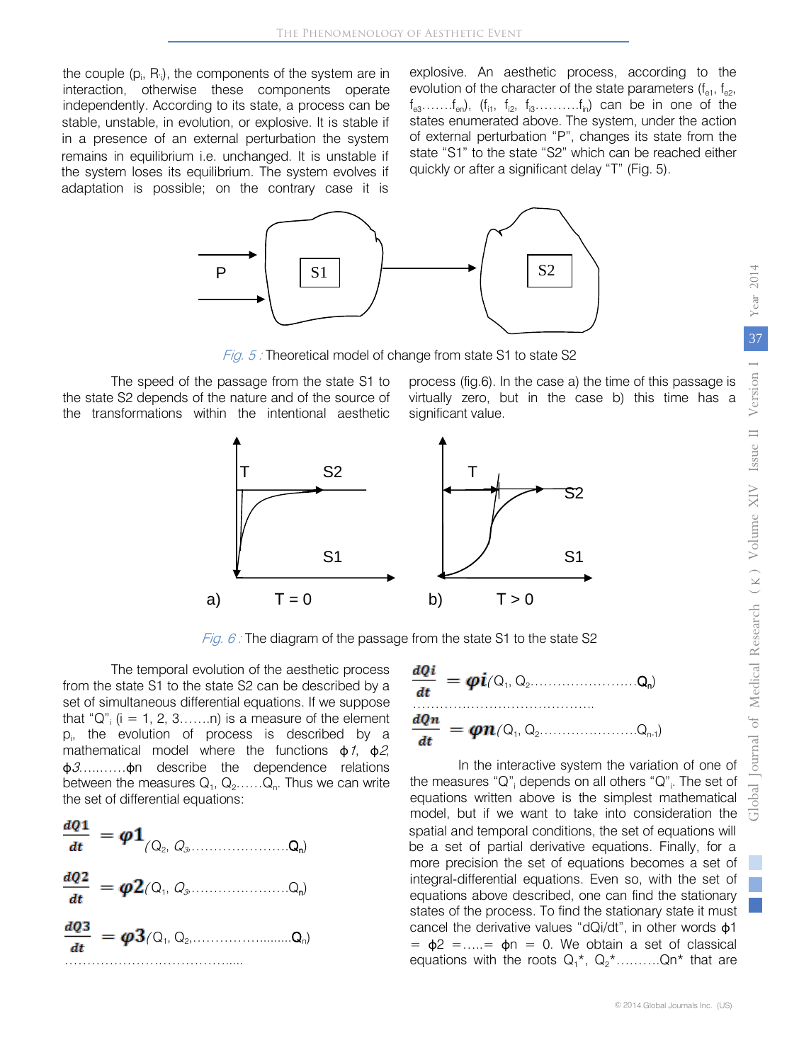the couple ($p_i$, $R_{ij}$), the components of the system are in interaction, otherwise these components operate independently. According to its state, a process can be stable, unstable, in evolution, or explosive. It is stable if in a presence of an external perturbation the system remains in equilibrium i.e. unchanged. It is unstable if the system loses its equilibrium. The system evolves if adaptation is possible; on the contrary case it is explosive. An aesthetic process, according to the evolution of the character of the state parameters ($f_{e1}$, $f_{e2}$, $f_{e3}$…….$f_{en}$), ($f_{i1}$, $f_{i2}$, $f_{i3}$……….$f_{in}$) can be in one of the states enumerated above. The system, under the action of external perturbation "P", changes its state from the state "S1" to the state "S2" which can be reached either quickly or after a significant delay "T" (Fig. 5).

*Fig. 5 :* Theoretical model of change from state S1 to state S2

The speed of the passage from the state S1 to the state S2 depends of the nature and of the source of the transformations within the intentional aesthetic process (fig.6). In the case a) the time of this passage is virtually zero, but in the case b) this time has a significant value.

*Fig. 6 :* The diagram of the passage from the state S1 to the state S2

The temporal evolution of the aesthetic process from the state S1 to the state S2 can be described by a set of simultaneous differential equations. If we suppose that "Q"$_i$ (i = 1, 2, 3…….n) is a measure of the element $p_i$, the evolution of process is described by a mathematical model where the functions $\phi 1$, $\phi 2$, $\phi 3$…..……$\phi n$ describe the dependence relations between the measures $Q_1$, $Q_2$……$Q_n$. Thus we can write the set of differential equations:

$$\frac{dQ1}{dt} = \varphi 1(Q_2, Q_3, \ldots\ldots Q_n)$$

$$\frac{dQ2}{dt} = \varphi 2(Q_1, Q_3, \ldots\ldots Q_n)$$

$$\frac{dQ3}{dt} = \varphi 3(Q_1, Q_2, \ldots\ldots Q_n)$$

…………………………………..

$$\frac{dQi}{dt} = \varphi i(Q_1, Q_2 \ldots\ldots Q_n)$$

…………………………………..

$$\frac{dQn}{dt} = \varphi n(Q_1, Q_2 \ldots\ldots Q_{n-1})$$

In the interactive system the variation of one of the measures "Q"$_i$ depends on all others "Q"$_i$. The set of equations written above is the simplest mathematical model, but if we want to take into consideration the spatial and temporal conditions, the set of equations will be a set of partial derivative equations. Finally, for a more precision the set of equations becomes a set of integral-differential equations. Even so, with the set of equations above described, one can find the stationary states of the process. To find the stationary state it must cancel the derivative values "dQi/dt", in other words $\phi 1 = \phi 2 = \ldots = \phi n = 0$. We obtain a set of classical equations with the roots $Q_1^*$, $Q_2^*$……….$Q_n^*$ that are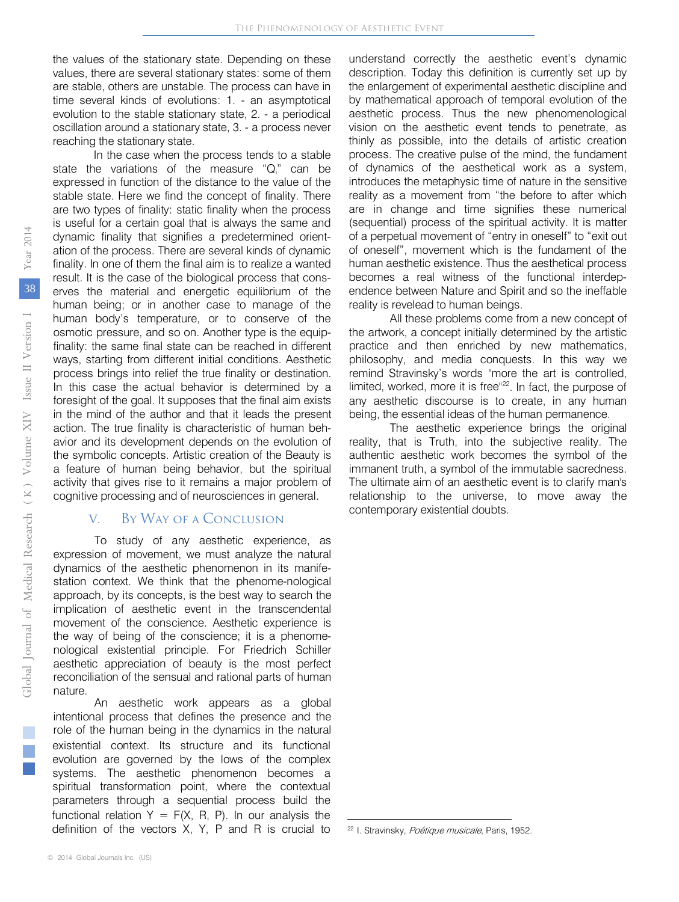the values of the stationary state. Depending on these values, there are several stationary states: some of them are stable, others are unstable. The process can have in time several kinds of evolutions: 1. - an asymptotical evolution to the stable stationary state, 2. - a periodical oscillation around a stationary state, 3. - a process never reaching the stationary state.

In the case when the process tends to a stable state the variations of the measure "$Q_i$" can be expressed in function of the distance to the value of the stable state. Here we find the concept of finality. There are two types of finality: static finality when the process is useful for a certain goal that is always the same and dynamic finality that signifies a predetermined orientation of the process. There are several kinds of dynamic finality. In one of them the final aim is to realize a wanted result. It is the case of the biological process that conserves the material and energetic equilibrium of the human being; or in another case to manage of the human body's temperature, or to conserve of the osmotic pressure, and so on. Another type is the equip-finality: the same final state can be reached in different ways, starting from different initial conditions. Aesthetic process brings into relief the true finality or destination. In this case the actual behavior is determined by a foresight of the goal. It supposes that the final aim exists in the mind of the author and that it leads the present action. The true finality is characteristic of human behavior and its development depends on the evolution of the symbolic concepts. Artistic creation of the Beauty is a feature of human being behavior, but the spiritual activity that gives rise to it remains a major problem of cognitive processing and of neurosciences in general.

## V. By Way of a Conclusion

To study of any aesthetic experience, as expression of movement, we must analyze the natural dynamics of the aesthetic phenomenon in its manifestation context. We think that the phenome-nological approach, by its concepts, is the best way to search the implication of aesthetic event in the transcendental movement of the conscience. Aesthetic experience is the way of being of the conscience; it is a phenomenological existential principle. For Friedrich Schiller aesthetic appreciation of beauty is the most perfect reconciliation of the sensual and rational parts of human nature.

An aesthetic work appears as a global intentional process that defines the presence and the role of the human being in the dynamics in the natural existential context. Its structure and its functional evolution are governed by the lows of the complex systems. The aesthetic phenomenon becomes a spiritual transformation point, where the contextual parameters through a sequential process build the functional relation $Y = F(X, R, P)$. In our analysis the definition of the vectors X, Y, P and R is crucial to understand correctly the aesthetic event's dynamic description. Today this definition is currently set up by the enlargement of experimental aesthetic discipline and by mathematical approach of temporal evolution of the aesthetic process. Thus the new phenomenological vision on the aesthetic event tends to penetrate, as thinly as possible, into the details of artistic creation process. The creative pulse of the mind, the fundament of dynamics of the aesthetical work as a system, introduces the metaphysic time of nature in the sensitive reality as a movement from "the before to after which are in change and time signifies these numerical (sequential) process of the spiritual activity. It is matter of a perpetual movement of "entry in oneself" to "exit out of oneself", movement which is the fundament of the human aesthetic existence. Thus the aesthetical process becomes a real witness of the functional interdependence between Nature and Spirit and so the ineffable reality is revelead to human beings.

All these problems come from a new concept of the artwork, a concept initially determined by the artistic practice and then enriched by new mathematics, philosophy, and media conquests. In this way we remind Stravinsky's words "more the art is controlled, limited, worked, more it is free"[22]. In fact, the purpose of any aesthetic discourse is to create, in any human being, the essential ideas of the human permanence.

The aesthetic experience brings the original reality, that is Truth, into the subjective reality. The authentic aesthetic work becomes the symbol of the immanent truth, a symbol of the immutable sacredness. The ultimate aim of an aesthetic event is to clarify man's relationship to the universe, to move away the contemporary existential doubts.

---

[22] I. Stravinsky, *Poétique musicale*, Paris, 1952.